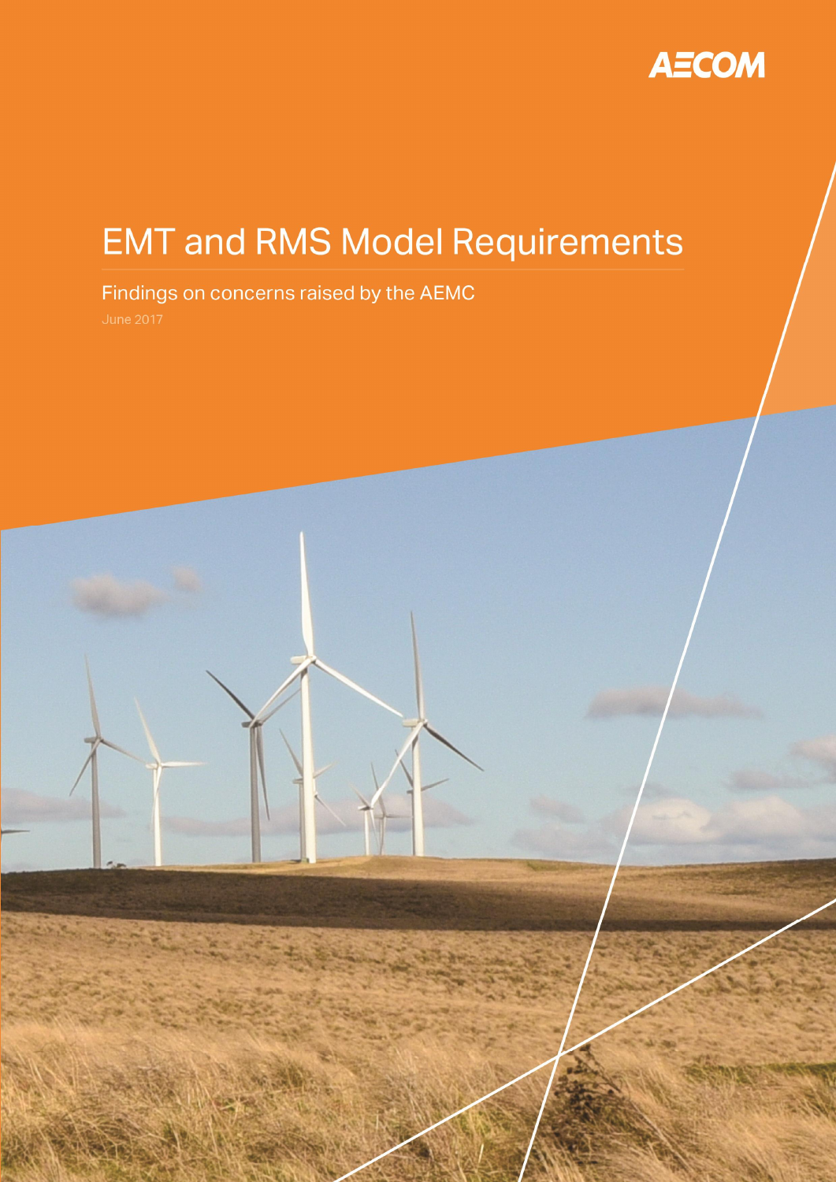AECOM

# EMT and RMS Model Requirements

Findings on concerns raised by the AEMC

June 2017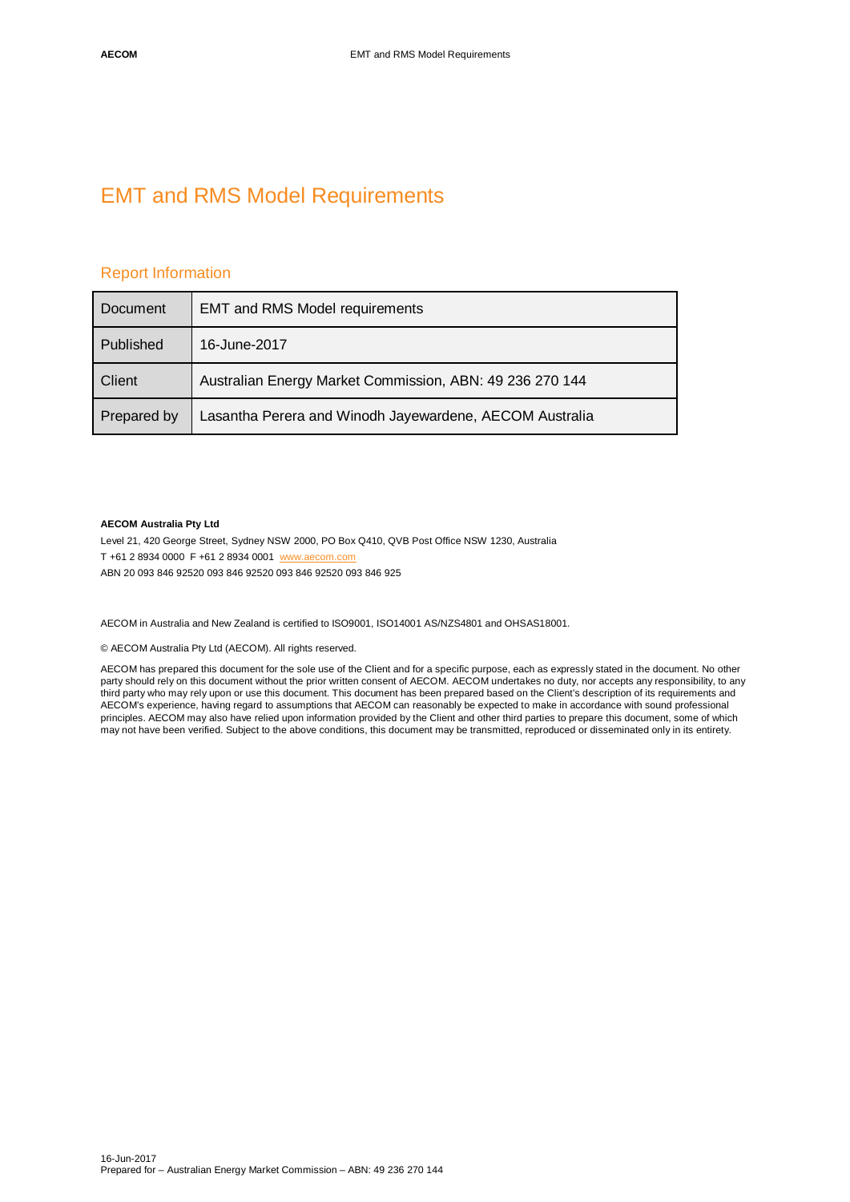# EMT and RMS Model Requirements

## Report Information

| Document | EMT and RMS Model requirements |
| --- | --- |
| Published | 16-June-2017 |
| Client | Australian Energy Market Commission, ABN: 49 236 270 144 |
| Prepared by | Lasantha Perera and Winodh Jayewardene, AECOM Australia |

**AECOM Australia Pty Ltd**

Level 21, 420 George Street, Sydney NSW 2000, PO Box Q410, QVB Post Office NSW 1230, Australia
T +61 2 8934 0000 F +61 2 8934 0001 www.aecom.com
ABN 20 093 846 92520 093 846 92520 093 846 92520 093 846 925

AECOM in Australia and New Zealand is certified to ISO9001, ISO14001 AS/NZS4801 and OHSAS18001.

© AECOM Australia Pty Ltd (AECOM). All rights reserved.

AECOM has prepared this document for the sole use of the Client and for a specific purpose, each as expressly stated in the document. No other party should rely on this document without the prior written consent of AECOM. AECOM undertakes no duty, nor accepts any responsibility, to any third party who may rely upon or use this document. This document has been prepared based on the Client's description of its requirements and AECOM's experience, having regard to assumptions that AECOM can reasonably be expected to make in accordance with sound professional principles. AECOM may also have relied upon information provided by the Client and other third parties to prepare this document, some of which may not have been verified. Subject to the above conditions, this document may be transmitted, reproduced or disseminated only in its entirety.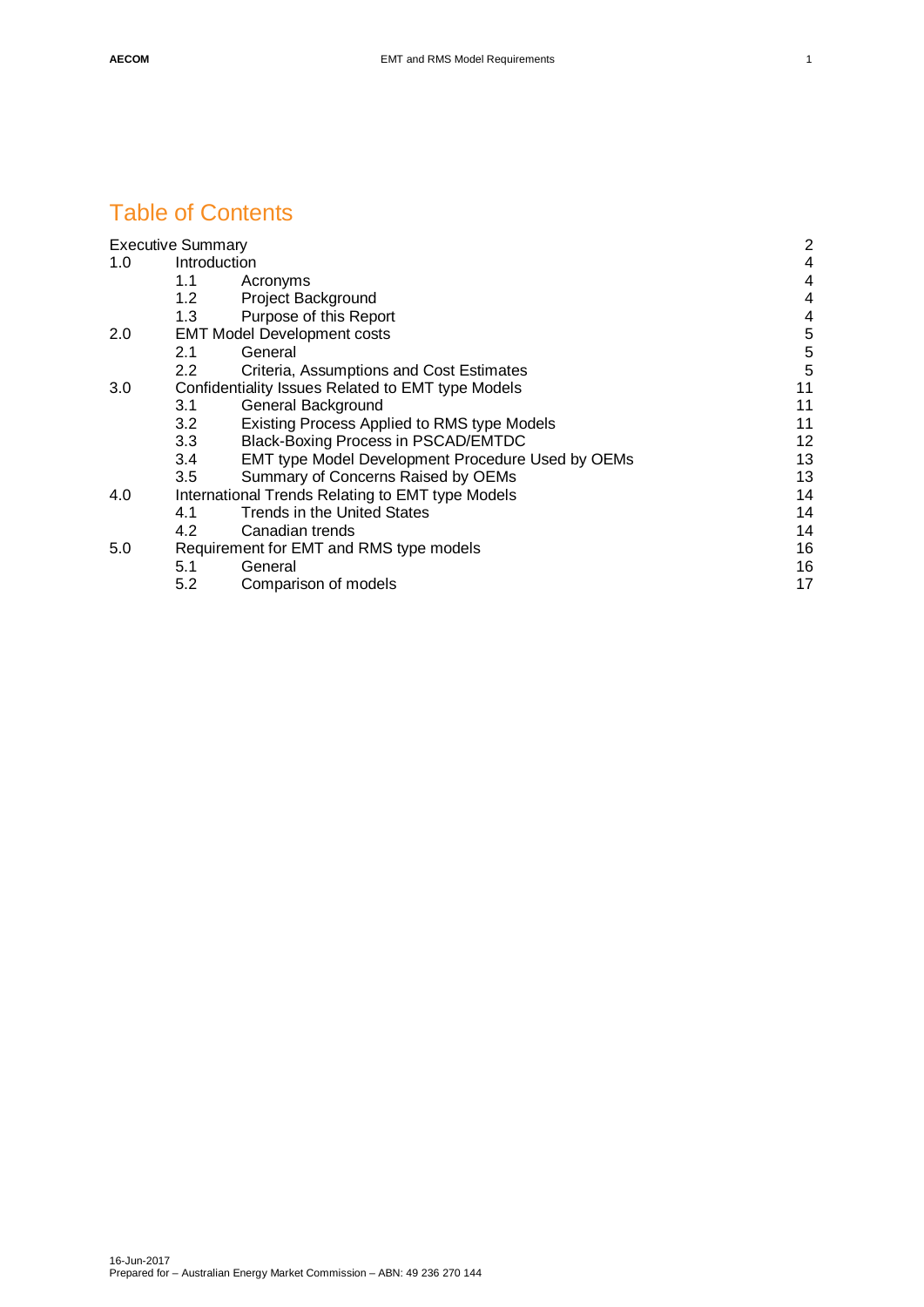# Table of Contents

| | | | |
|---|---|---|---|
| Executive Summary | | | 2 |
| 1.0 | Introduction | | 4 |
| | 1.1 | Acronyms | 4 |
| | 1.2 | Project Background | 4 |
| | 1.3 | Purpose of this Report | 4 |
| 2.0 | EMT Model Development costs | | 5 |
| | 2.1 | General | 5 |
| | 2.2 | Criteria, Assumptions and Cost Estimates | 5 |
| 3.0 | Confidentiality Issues Related to EMT type Models | | 11 |
| | 3.1 | General Background | 11 |
| | 3.2 | Existing Process Applied to RMS type Models | 11 |
| | 3.3 | Black-Boxing Process in PSCAD/EMTDC | 12 |
| | 3.4 | EMT type Model Development Procedure Used by OEMs | 13 |
| | 3.5 | Summary of Concerns Raised by OEMs | 13 |
| 4.0 | International Trends Relating to EMT type Models | | 14 |
| | 4.1 | Trends in the United States | 14 |
| | 4.2 | Canadian trends | 14 |
| 5.0 | Requirement for EMT and RMS type models | | 16 |
| | 5.1 | General | 16 |
| | 5.2 | Comparison of models | 17 |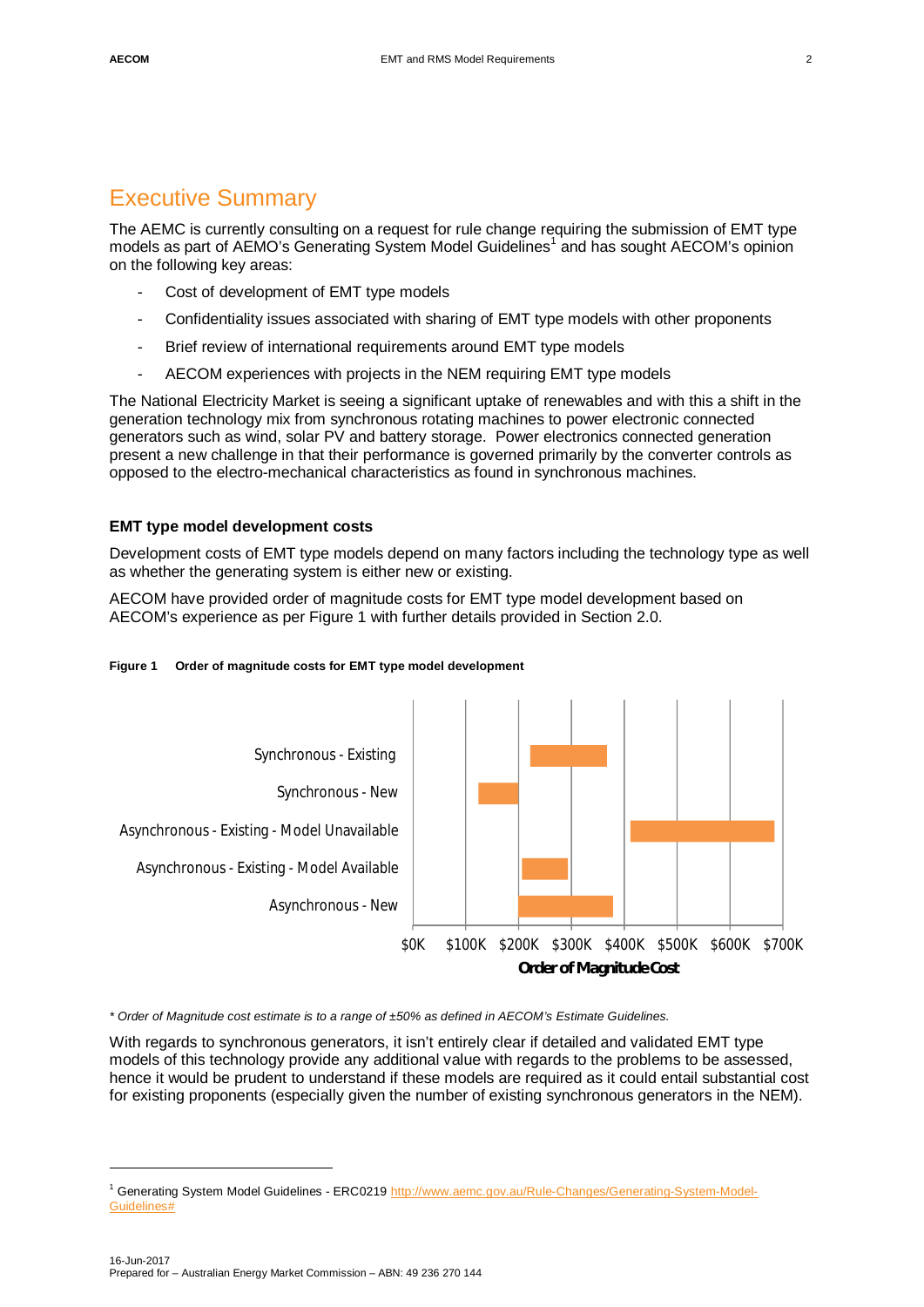# Executive Summary

The AEMC is currently consulting on a request for rule change requiring the submission of EMT type models as part of AEMO's Generating System Model Guidelines[1] and has sought AECOM's opinion on the following key areas:

- Cost of development of EMT type models
- Confidentiality issues associated with sharing of EMT type models with other proponents
- Brief review of international requirements around EMT type models
- AECOM experiences with projects in the NEM requiring EMT type models

The National Electricity Market is seeing a significant uptake of renewables and with this a shift in the generation technology mix from synchronous rotating machines to power electronic connected generators such as wind, solar PV and battery storage. Power electronics connected generation present a new challenge in that their performance is governed primarily by the converter controls as opposed to the electro-mechanical characteristics as found in synchronous machines.

### EMT type model development costs

Development costs of EMT type models depend on many factors including the technology type as well as whether the generating system is either new or existing.

AECOM have provided order of magnitude costs for EMT type model development based on AECOM's experience as per Figure 1 with further details provided in Section 2.0.

**Figure 1 Order of magnitude costs for EMT type model development**

| Category | Order of Magnitude Cost (approx. range read from chart) |
|---|---|
| Synchronous - Existing | ~$220K – ~$370K |
| Synchronous - New | ~$125K – $200K |
| Asynchronous - Existing - Model Unavailable | ~$410K – ~$685K |
| Asynchronous - Existing - Model Available | ~$205K – ~$295K |
| Asynchronous - New | $200K – ~$380K |

*\* Order of Magnitude cost estimate is to a range of ±50% as defined in AECOM's Estimate Guidelines.*

With regards to synchronous generators, it isn't entirely clear if detailed and validated EMT type models of this technology provide any additional value with regards to the problems to be assessed, hence it would be prudent to understand if these models are required as it could entail substantial cost for existing proponents (especially given the number of existing synchronous generators in the NEM).

---

[1] Generating System Model Guidelines - ERC0219 http://www.aemc.gov.au/Rule-Changes/Generating-System-Model-Guidelines#

16-Jun-2017
Prepared for – Australian Energy Market Commission – ABN: 49 236 270 144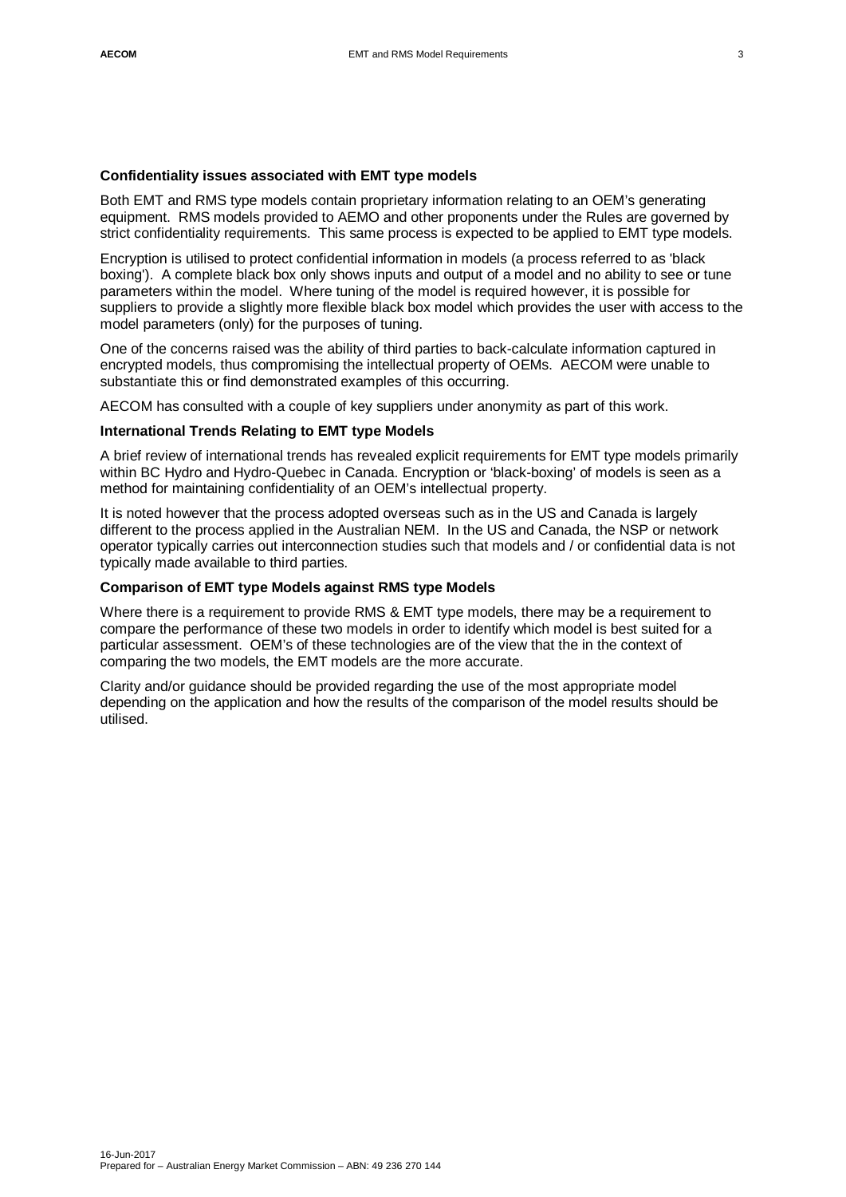**Confidentiality issues associated with EMT type models**

Both EMT and RMS type models contain proprietary information relating to an OEM's generating equipment. RMS models provided to AEMO and other proponents under the Rules are governed by strict confidentiality requirements. This same process is expected to be applied to EMT type models.

Encryption is utilised to protect confidential information in models (a process referred to as 'black boxing'). A complete black box only shows inputs and output of a model and no ability to see or tune parameters within the model. Where tuning of the model is required however, it is possible for suppliers to provide a slightly more flexible black box model which provides the user with access to the model parameters (only) for the purposes of tuning.

One of the concerns raised was the ability of third parties to back-calculate information captured in encrypted models, thus compromising the intellectual property of OEMs. AECOM were unable to substantiate this or find demonstrated examples of this occurring.

AECOM has consulted with a couple of key suppliers under anonymity as part of this work.

**International Trends Relating to EMT type Models**

A brief review of international trends has revealed explicit requirements for EMT type models primarily within BC Hydro and Hydro-Quebec in Canada. Encryption or 'black-boxing' of models is seen as a method for maintaining confidentiality of an OEM's intellectual property.

It is noted however that the process adopted overseas such as in the US and Canada is largely different to the process applied in the Australian NEM. In the US and Canada, the NSP or network operator typically carries out interconnection studies such that models and / or confidential data is not typically made available to third parties.

**Comparison of EMT type Models against RMS type Models**

Where there is a requirement to provide RMS & EMT type models, there may be a requirement to compare the performance of these two models in order to identify which model is best suited for a particular assessment. OEM's of these technologies are of the view that the in the context of comparing the two models, the EMT models are the more accurate.

Clarity and/or guidance should be provided regarding the use of the most appropriate model depending on the application and how the results of the comparison of the model results should be utilised.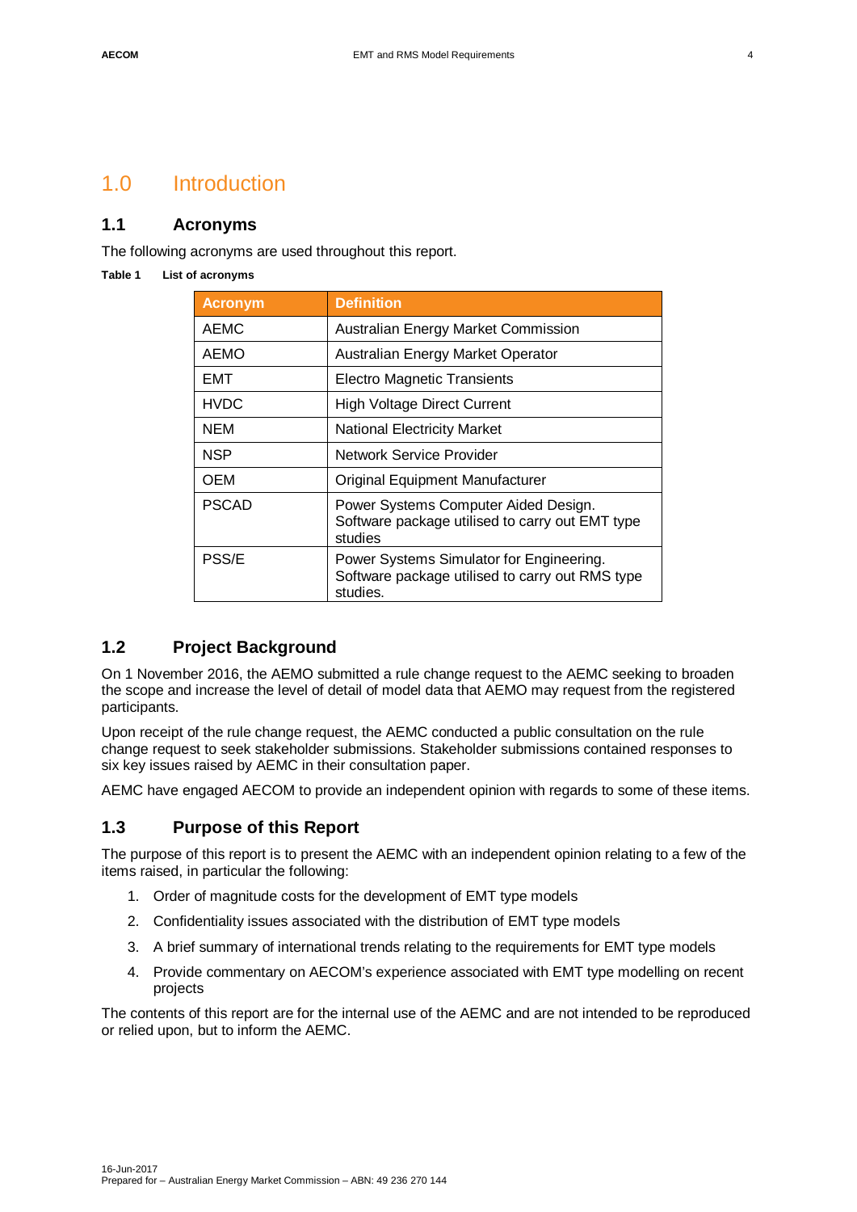# 1.0 Introduction

## 1.1 Acronyms

The following acronyms are used throughout this report.

**Table 1 List of acronyms**

| Acronym | Definition |
|---|---|
| AEMC | Australian Energy Market Commission |
| AEMO | Australian Energy Market Operator |
| EMT | Electro Magnetic Transients |
| HVDC | High Voltage Direct Current |
| NEM | National Electricity Market |
| NSP | Network Service Provider |
| OEM | Original Equipment Manufacturer |
| PSCAD | Power Systems Computer Aided Design. Software package utilised to carry out EMT type studies |
| PSS/E | Power Systems Simulator for Engineering. Software package utilised to carry out RMS type studies. |

## 1.2 Project Background

On 1 November 2016, the AEMO submitted a rule change request to the AEMC seeking to broaden the scope and increase the level of detail of model data that AEMO may request from the registered participants.

Upon receipt of the rule change request, the AEMC conducted a public consultation on the rule change request to seek stakeholder submissions. Stakeholder submissions contained responses to six key issues raised by AEMC in their consultation paper.

AEMC have engaged AECOM to provide an independent opinion with regards to some of these items.

## 1.3 Purpose of this Report

The purpose of this report is to present the AEMC with an independent opinion relating to a few of the items raised, in particular the following:

1. Order of magnitude costs for the development of EMT type models
2. Confidentiality issues associated with the distribution of EMT type models
3. A brief summary of international trends relating to the requirements for EMT type models
4. Provide commentary on AECOM's experience associated with EMT type modelling on recent projects

The contents of this report are for the internal use of the AEMC and are not intended to be reproduced or relied upon, but to inform the AEMC.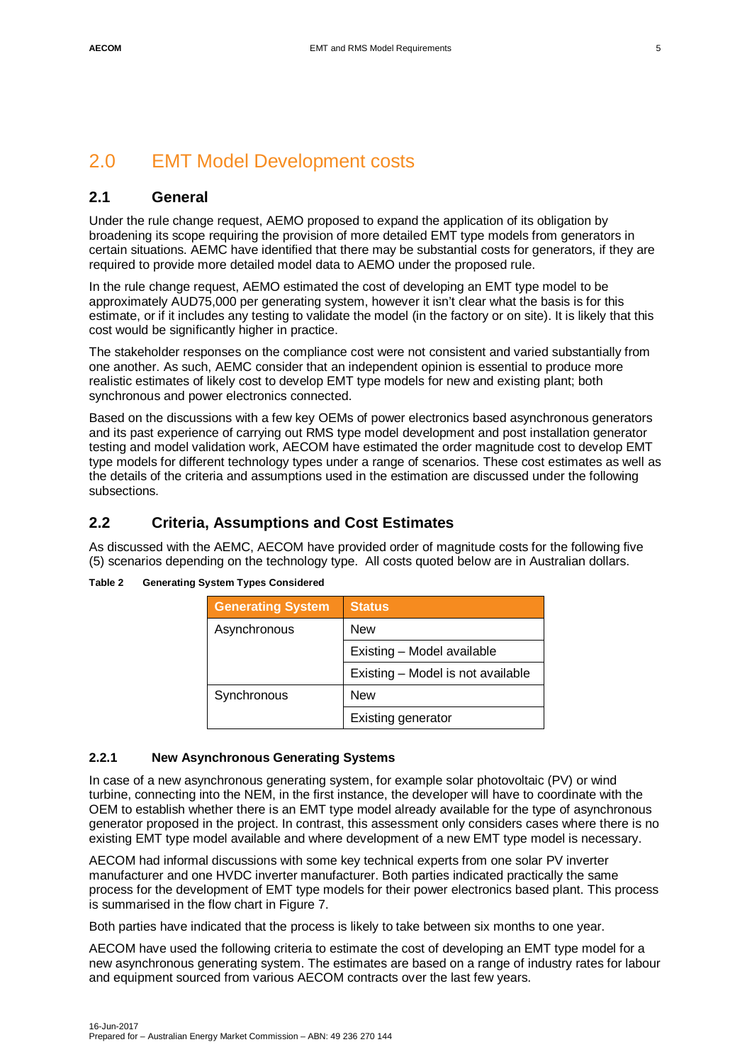# 2.0 EMT Model Development costs

## 2.1 General

Under the rule change request, AEMO proposed to expand the application of its obligation by broadening its scope requiring the provision of more detailed EMT type models from generators in certain situations. AEMC have identified that there may be substantial costs for generators, if they are required to provide more detailed model data to AEMO under the proposed rule.

In the rule change request, AEMO estimated the cost of developing an EMT type model to be approximately AUD75,000 per generating system, however it isn't clear what the basis is for this estimate, or if it includes any testing to validate the model (in the factory or on site). It is likely that this cost would be significantly higher in practice.

The stakeholder responses on the compliance cost were not consistent and varied substantially from one another. As such, AEMC consider that an independent opinion is essential to produce more realistic estimates of likely cost to develop EMT type models for new and existing plant; both synchronous and power electronics connected.

Based on the discussions with a few key OEMs of power electronics based asynchronous generators and its past experience of carrying out RMS type model development and post installation generator testing and model validation work, AECOM have estimated the order magnitude cost to develop EMT type models for different technology types under a range of scenarios. These cost estimates as well as the details of the criteria and assumptions used in the estimation are discussed under the following subsections.

## 2.2 Criteria, Assumptions and Cost Estimates

As discussed with the AEMC, AECOM have provided order of magnitude costs for the following five (5) scenarios depending on the technology type. All costs quoted below are in Australian dollars.

**Table 2 Generating System Types Considered**

| Generating System | Status |
|---|---|
| Asynchronous | New |
| | Existing – Model available |
| | Existing – Model is not available |
| Synchronous | New |
| | Existing generator |

### 2.2.1 New Asynchronous Generating Systems

In case of a new asynchronous generating system, for example solar photovoltaic (PV) or wind turbine, connecting into the NEM, in the first instance, the developer will have to coordinate with the OEM to establish whether there is an EMT type model already available for the type of asynchronous generator proposed in the project. In contrast, this assessment only considers cases where there is no existing EMT type model available and where development of a new EMT type model is necessary.

AECOM had informal discussions with some key technical experts from one solar PV inverter manufacturer and one HVDC inverter manufacturer. Both parties indicated practically the same process for the development of EMT type models for their power electronics based plant. This process is summarised in the flow chart in Figure 7.

Both parties have indicated that the process is likely to take between six months to one year.

AECOM have used the following criteria to estimate the cost of developing an EMT type model for a new asynchronous generating system. The estimates are based on a range of industry rates for labour and equipment sourced from various AECOM contracts over the last few years.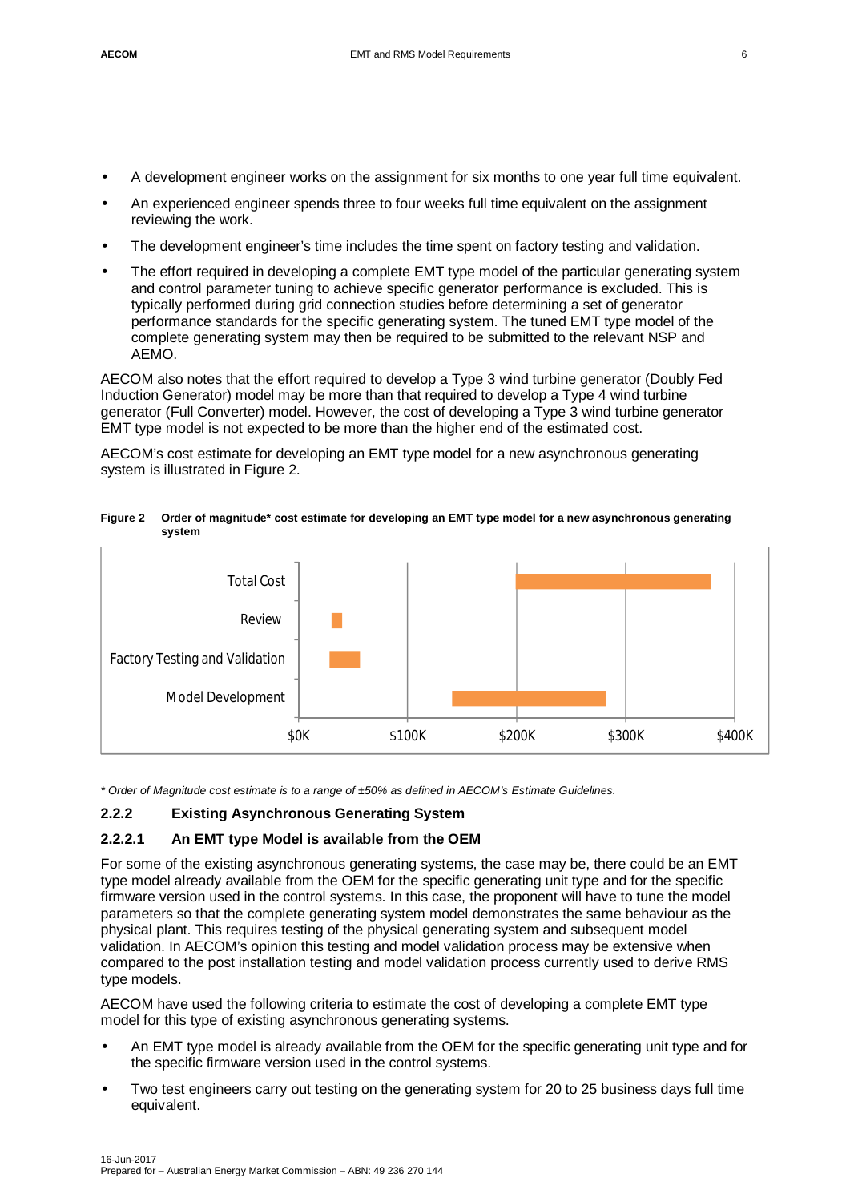- A development engineer works on the assignment for six months to one year full time equivalent.
- An experienced engineer spends three to four weeks full time equivalent on the assignment reviewing the work.
- The development engineer's time includes the time spent on factory testing and validation.
- The effort required in developing a complete EMT type model of the particular generating system and control parameter tuning to achieve specific generator performance is excluded. This is typically performed during grid connection studies before determining a set of generator performance standards for the specific generating system. The tuned EMT type model of the complete generating system may then be required to be submitted to the relevant NSP and AEMO.

AECOM also notes that the effort required to develop a Type 3 wind turbine generator (Doubly Fed Induction Generator) model may be more than that required to develop a Type 4 wind turbine generator (Full Converter) model. However, the cost of developing a Type 3 wind turbine generator EMT type model is not expected to be more than the higher end of the estimated cost.

AECOM's cost estimate for developing an EMT type model for a new asynchronous generating system is illustrated in Figure 2.

**Figure 2 Order of magnitude* cost estimate for developing an EMT type model for a new asynchronous generating system**

*\* Order of Magnitude cost estimate is to a range of ±50% as defined in AECOM's Estimate Guidelines.*

### 2.2.2 Existing Asynchronous Generating System

#### 2.2.2.1 An EMT type Model is available from the OEM

For some of the existing asynchronous generating systems, the case may be, there could be an EMT type model already available from the OEM for the specific generating unit type and for the specific firmware version used in the control systems. In this case, the proponent will have to tune the model parameters so that the complete generating system model demonstrates the same behaviour as the physical plant. This requires testing of the physical generating system and subsequent model validation. In AECOM's opinion this testing and model validation process may be extensive when compared to the post installation testing and model validation process currently used to derive RMS type models.

AECOM have used the following criteria to estimate the cost of developing a complete EMT type model for this type of existing asynchronous generating systems.

- An EMT type model is already available from the OEM for the specific generating unit type and for the specific firmware version used in the control systems.
- Two test engineers carry out testing on the generating system for 20 to 25 business days full time equivalent.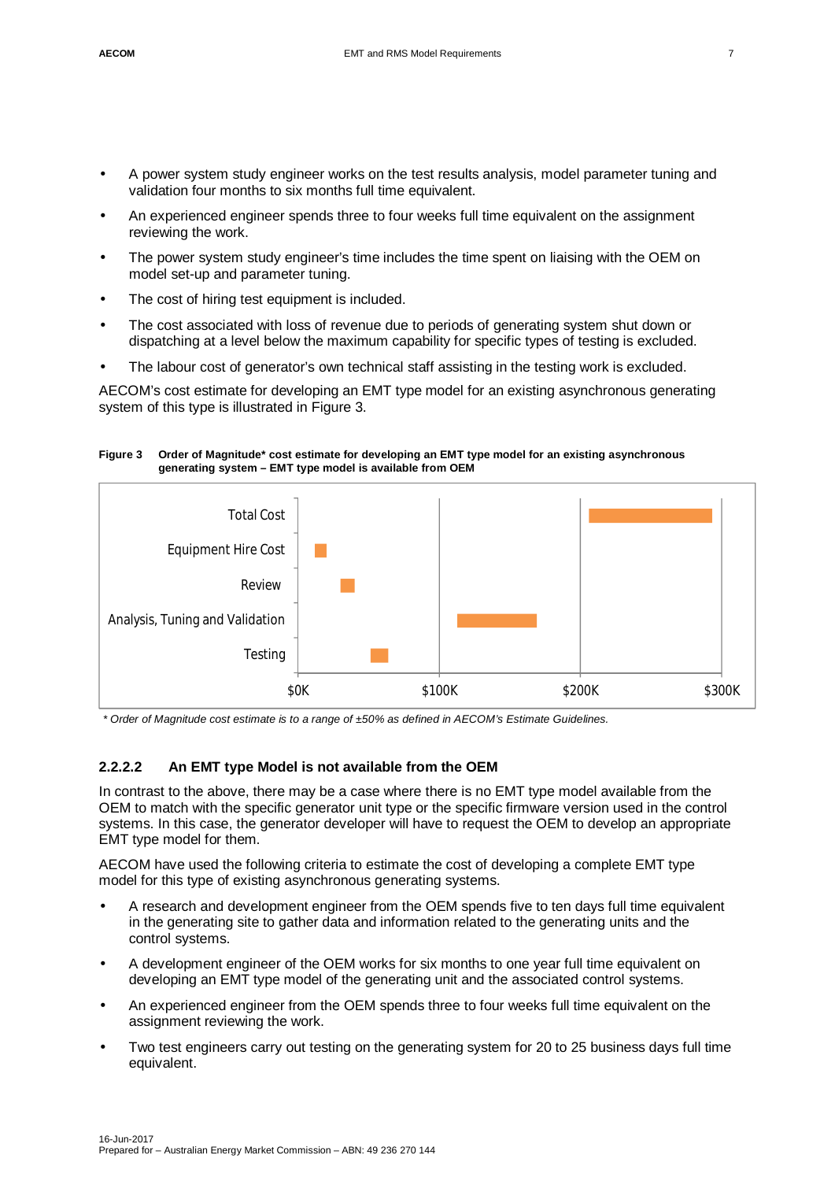- A power system study engineer works on the test results analysis, model parameter tuning and validation four months to six months full time equivalent.
- An experienced engineer spends three to four weeks full time equivalent on the assignment reviewing the work.
- The power system study engineer's time includes the time spent on liaising with the OEM on model set-up and parameter tuning.
- The cost of hiring test equipment is included.
- The cost associated with loss of revenue due to periods of generating system shut down or dispatching at a level below the maximum capability for specific types of testing is excluded.
- The labour cost of generator's own technical staff assisting in the testing work is excluded.

AECOM's cost estimate for developing an EMT type model for an existing asynchronous generating system of this type is illustrated in Figure 3.

**Figure 3 Order of Magnitude* cost estimate for developing an EMT type model for an existing asynchronous generating system – EMT type model is available from OEM**

| Item | Approximate cost range |
|---|---|
| Total Cost | ~$206K – ~$294K |
| Equipment Hire Cost | ~$12K – ~$20K |
| Review | ~$30K – ~$40K |
| Analysis, Tuning and Validation | ~$113K – ~$169K |
| Testing | ~$52K – ~$64K |

*\* Order of Magnitude cost estimate is to a range of ±50% as defined in AECOM's Estimate Guidelines.*

### 2.2.2.2 An EMT type Model is not available from the OEM

In contrast to the above, there may be a case where there is no EMT type model available from the OEM to match with the specific generator unit type or the specific firmware version used in the control systems. In this case, the generator developer will have to request the OEM to develop an appropriate EMT type model for them.

AECOM have used the following criteria to estimate the cost of developing a complete EMT type model for this type of existing asynchronous generating systems.

- A research and development engineer from the OEM spends five to ten days full time equivalent in the generating site to gather data and information related to the generating units and the control systems.
- A development engineer of the OEM works for six months to one year full time equivalent on developing an EMT type model of the generating unit and the associated control systems.
- An experienced engineer from the OEM spends three to four weeks full time equivalent on the assignment reviewing the work.
- Two test engineers carry out testing on the generating system for 20 to 25 business days full time equivalent.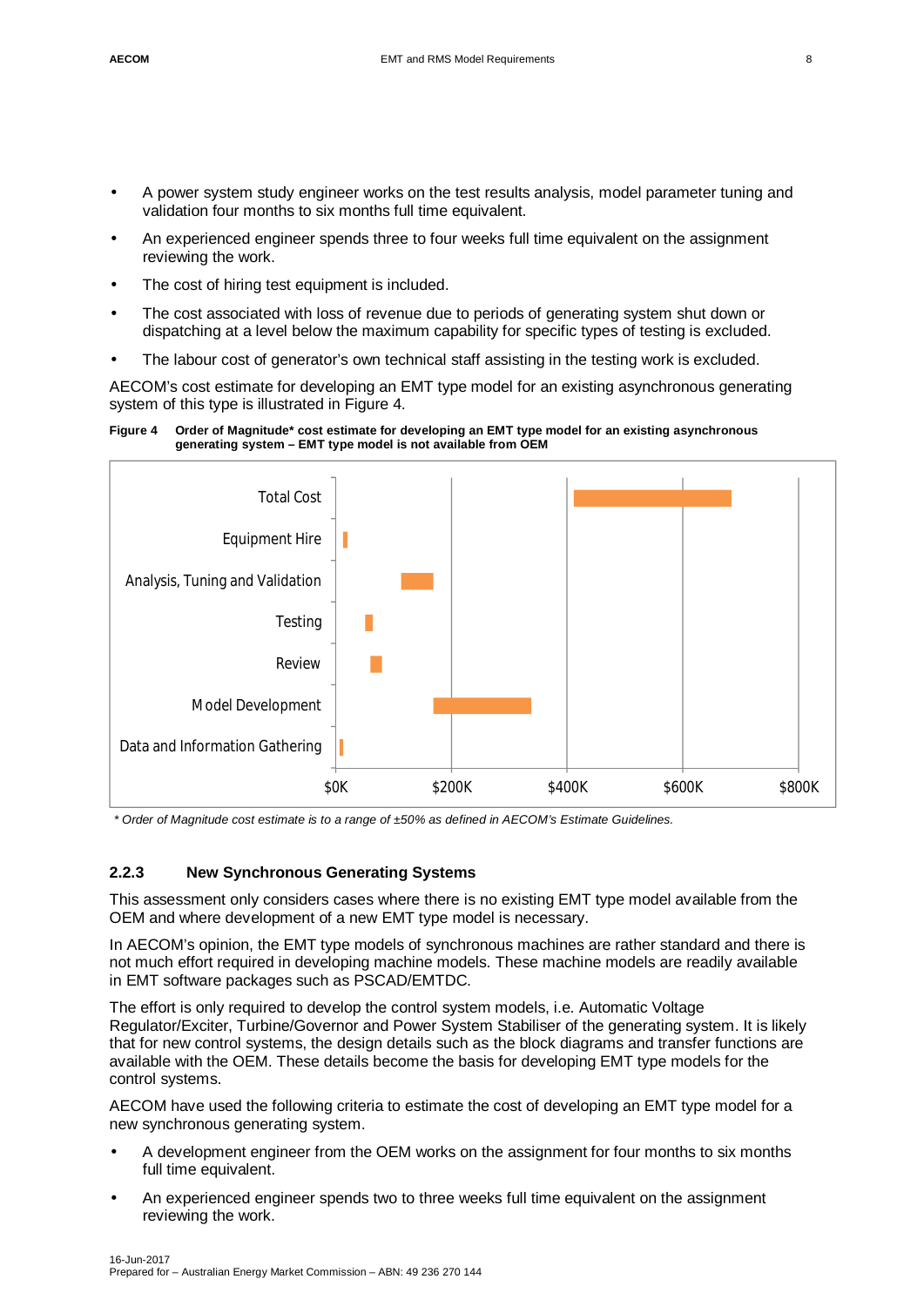- A power system study engineer works on the test results analysis, model parameter tuning and validation four months to six months full time equivalent.
- An experienced engineer spends three to four weeks full time equivalent on the assignment reviewing the work.
- The cost of hiring test equipment is included.
- The cost associated with loss of revenue due to periods of generating system shut down or dispatching at a level below the maximum capability for specific types of testing is excluded.
- The labour cost of generator's own technical staff assisting in the testing work is excluded.

AECOM's cost estimate for developing an EMT type model for an existing asynchronous generating system of this type is illustrated in Figure 4.

**Figure 4 Order of Magnitude* cost estimate for developing an EMT type model for an existing asynchronous generating system – EMT type model is not available from OEM**

| Item | Approximate range |
| --- | --- |
| Total Cost | ~$410K – ~$685K |
| Equipment Hire | ~$15K – ~$20K |
| Analysis, Tuning and Validation | ~$115K – ~$170K |
| Testing | ~$50K – ~$65K |
| Review | ~$60K – ~$80K |
| Model Development | ~$170K – ~$340K |
| Data and Information Gathering | ~$5K – ~$10K |

*Ranges are approximate, read from a horizontal bar chart with an axis from $0K to $800K.*

*\* Order of Magnitude cost estimate is to a range of ±50% as defined in AECOM's Estimate Guidelines.*

### 2.2.3 New Synchronous Generating Systems

This assessment only considers cases where there is no existing EMT type model available from the OEM and where development of a new EMT type model is necessary.

In AECOM's opinion, the EMT type models of synchronous machines are rather standard and there is not much effort required in developing machine models. These machine models are readily available in EMT software packages such as PSCAD/EMTDC.

The effort is only required to develop the control system models, i.e. Automatic Voltage Regulator/Exciter, Turbine/Governor and Power System Stabiliser of the generating system. It is likely that for new control systems, the design details such as the block diagrams and transfer functions are available with the OEM. These details become the basis for developing EMT type models for the control systems.

AECOM have used the following criteria to estimate the cost of developing an EMT type model for a new synchronous generating system.

- A development engineer from the OEM works on the assignment for four months to six months full time equivalent.
- An experienced engineer spends two to three weeks full time equivalent on the assignment reviewing the work.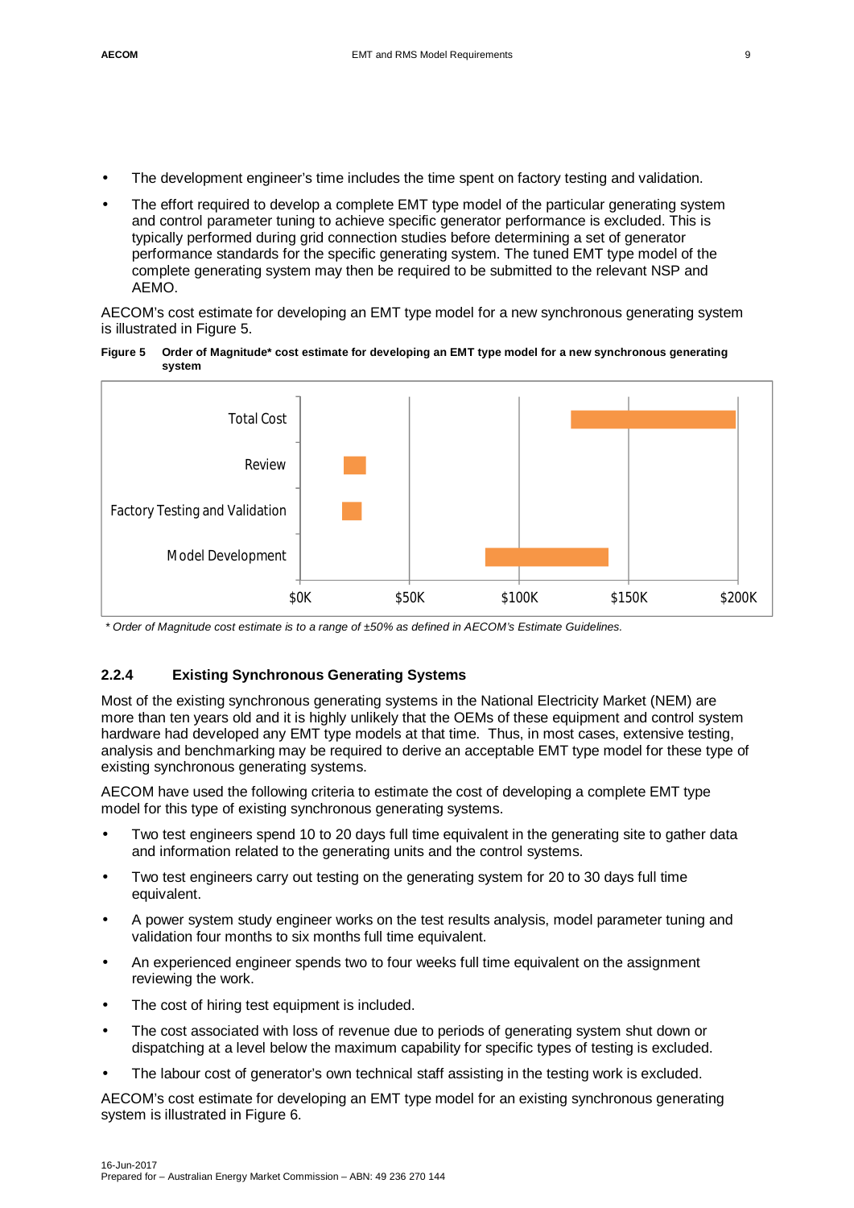- The development engineer's time includes the time spent on factory testing and validation.
- The effort required to develop a complete EMT type model of the particular generating system and control parameter tuning to achieve specific generator performance is excluded. This is typically performed during grid connection studies before determining a set of generator performance standards for the specific generating system. The tuned EMT type model of the complete generating system may then be required to be submitted to the relevant NSP and AEMO.

AECOM's cost estimate for developing an EMT type model for a new synchronous generating system is illustrated in Figure 5.

**Figure 5 Order of Magnitude* cost estimate for developing an EMT type model for a new synchronous generating system**

*\* Order of Magnitude cost estimate is to a range of ±50% as defined in AECOM's Estimate Guidelines.*

### 2.2.4 Existing Synchronous Generating Systems

Most of the existing synchronous generating systems in the National Electricity Market (NEM) are more than ten years old and it is highly unlikely that the OEMs of these equipment and control system hardware had developed any EMT type models at that time. Thus, in most cases, extensive testing, analysis and benchmarking may be required to derive an acceptable EMT type model for these type of existing synchronous generating systems.

AECOM have used the following criteria to estimate the cost of developing a complete EMT type model for this type of existing synchronous generating systems.

- Two test engineers spend 10 to 20 days full time equivalent in the generating site to gather data and information related to the generating units and the control systems.
- Two test engineers carry out testing on the generating system for 20 to 30 days full time equivalent.
- A power system study engineer works on the test results analysis, model parameter tuning and validation four months to six months full time equivalent.
- An experienced engineer spends two to four weeks full time equivalent on the assignment reviewing the work.
- The cost of hiring test equipment is included.
- The cost associated with loss of revenue due to periods of generating system shut down or dispatching at a level below the maximum capability for specific types of testing is excluded.
- The labour cost of generator's own technical staff assisting in the testing work is excluded.

AECOM's cost estimate for developing an EMT type model for an existing synchronous generating system is illustrated in Figure 6.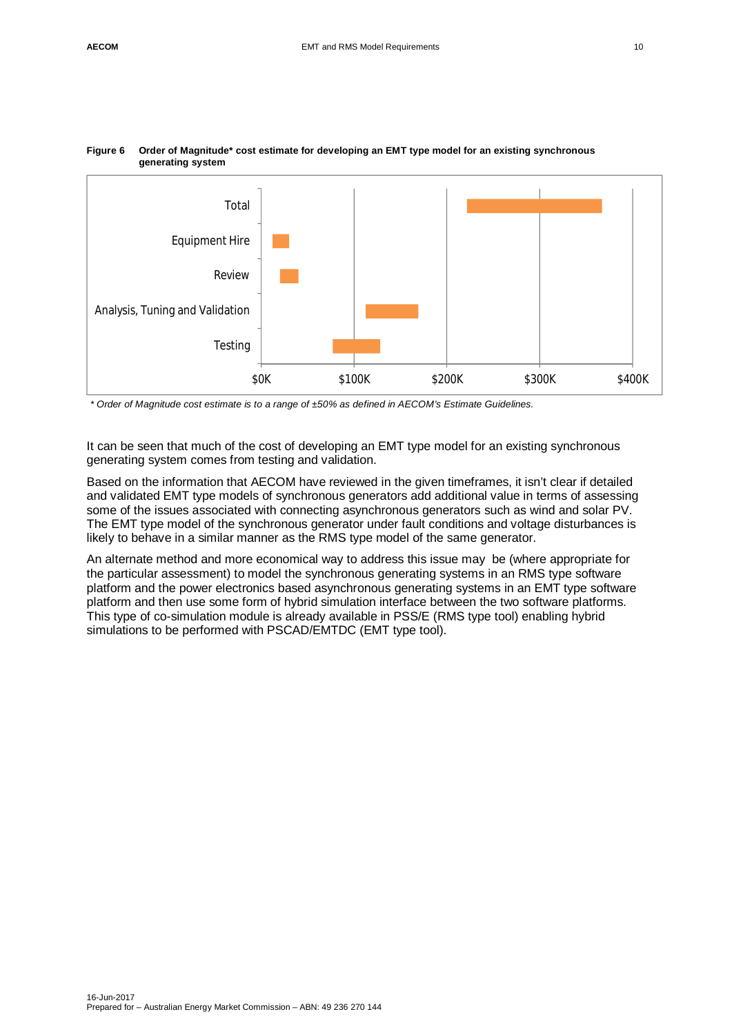**Figure 6 Order of Magnitude* cost estimate for developing an EMT type model for an existing synchronous generating system**

*\* Order of Magnitude cost estimate is to a range of ±50% as defined in AECOM's Estimate Guidelines.*

It can be seen that much of the cost of developing an EMT type model for an existing synchronous generating system comes from testing and validation.

Based on the information that AECOM have reviewed in the given timeframes, it isn't clear if detailed and validated EMT type models of synchronous generators add additional value in terms of assessing some of the issues associated with connecting asynchronous generators such as wind and solar PV. The EMT type model of the synchronous generator under fault conditions and voltage disturbances is likely to behave in a similar manner as the RMS type model of the same generator.

An alternate method and more economical way to address this issue may be (where appropriate for the particular assessment) to model the synchronous generating systems in an RMS type software platform and the power electronics based asynchronous generating systems in an EMT type software platform and then use some form of hybrid simulation interface between the two software platforms. This type of co-simulation module is already available in PSS/E (RMS type tool) enabling hybrid simulations to be performed with PSCAD/EMTDC (EMT type tool).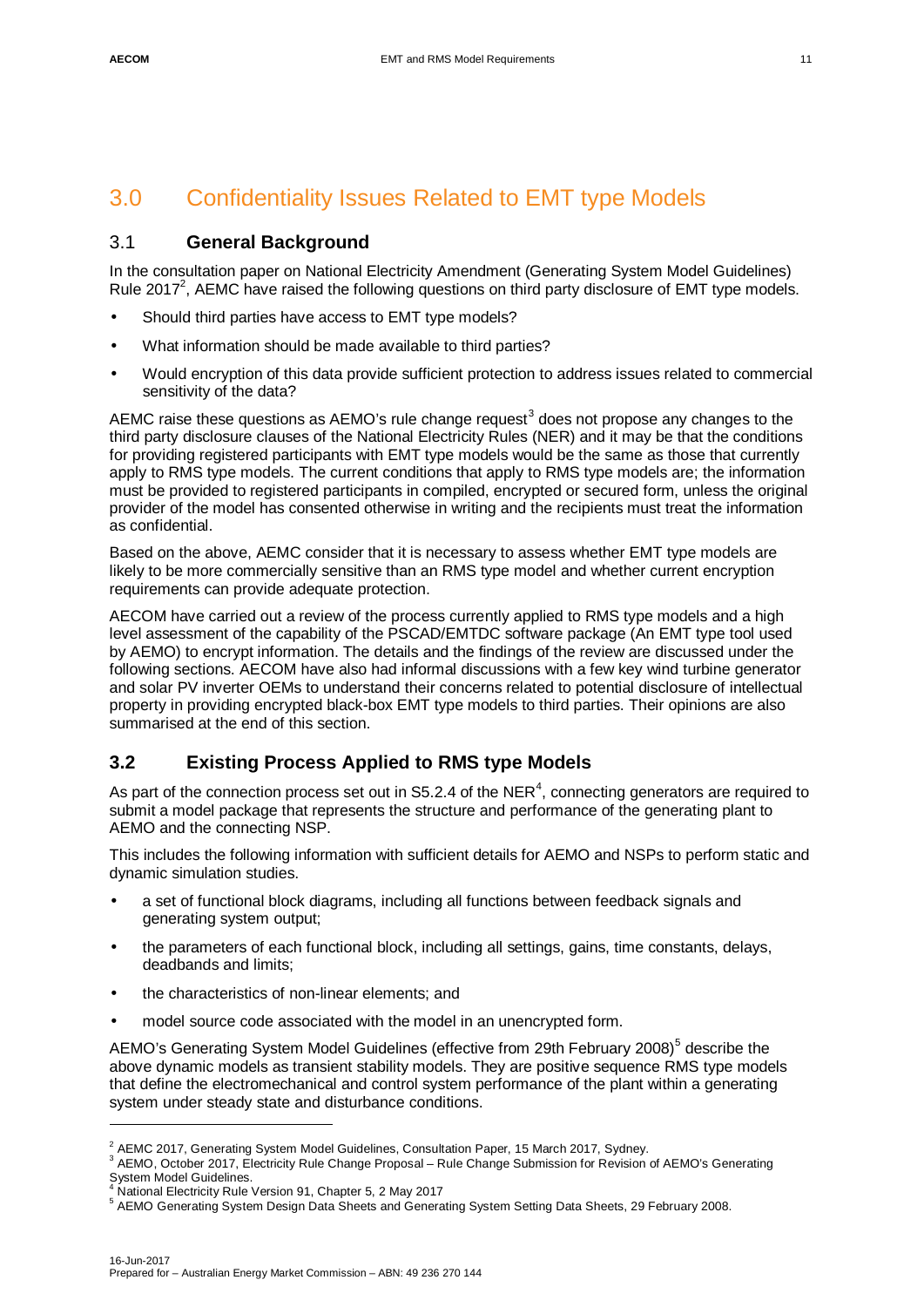# 3.0 Confidentiality Issues Related to EMT type Models

## 3.1 General Background

In the consultation paper on National Electricity Amendment (Generating System Model Guidelines) Rule 2017[2], AEMC have raised the following questions on third party disclosure of EMT type models.

- Should third parties have access to EMT type models?
- What information should be made available to third parties?
- Would encryption of this data provide sufficient protection to address issues related to commercial sensitivity of the data?

AEMC raise these questions as AEMO's rule change request[3] does not propose any changes to the third party disclosure clauses of the National Electricity Rules (NER) and it may be that the conditions for providing registered participants with EMT type models would be the same as those that currently apply to RMS type models. The current conditions that apply to RMS type models are; the information must be provided to registered participants in compiled, encrypted or secured form, unless the original provider of the model has consented otherwise in writing and the recipients must treat the information as confidential.

Based on the above, AEMC consider that it is necessary to assess whether EMT type models are likely to be more commercially sensitive than an RMS type model and whether current encryption requirements can provide adequate protection.

AECOM have carried out a review of the process currently applied to RMS type models and a high level assessment of the capability of the PSCAD/EMTDC software package (An EMT type tool used by AEMO) to encrypt information. The details and the findings of the review are discussed under the following sections. AECOM have also had informal discussions with a few key wind turbine generator and solar PV inverter OEMs to understand their concerns related to potential disclosure of intellectual property in providing encrypted black-box EMT type models to third parties. Their opinions are also summarised at the end of this section.

## 3.2 Existing Process Applied to RMS type Models

As part of the connection process set out in S5.2.4 of the NER[4], connecting generators are required to submit a model package that represents the structure and performance of the generating plant to AEMO and the connecting NSP.

This includes the following information with sufficient details for AEMO and NSPs to perform static and dynamic simulation studies.

- a set of functional block diagrams, including all functions between feedback signals and generating system output;
- the parameters of each functional block, including all settings, gains, time constants, delays, deadbands and limits;
- the characteristics of non-linear elements; and
- model source code associated with the model in an unencrypted form.

AEMO's Generating System Model Guidelines (effective from 29th February 2008)[5] describe the above dynamic models as transient stability models. They are positive sequence RMS type models that define the electromechanical and control system performance of the plant within a generating system under steady state and disturbance conditions.

---

[2] AEMC 2017, Generating System Model Guidelines, Consultation Paper, 15 March 2017, Sydney.

[3] AEMO, October 2017, Electricity Rule Change Proposal – Rule Change Submission for Revision of AEMO's Generating System Model Guidelines.

[4] National Electricity Rule Version 91, Chapter 5, 2 May 2017

[5] AEMO Generating System Design Data Sheets and Generating System Setting Data Sheets, 29 February 2008.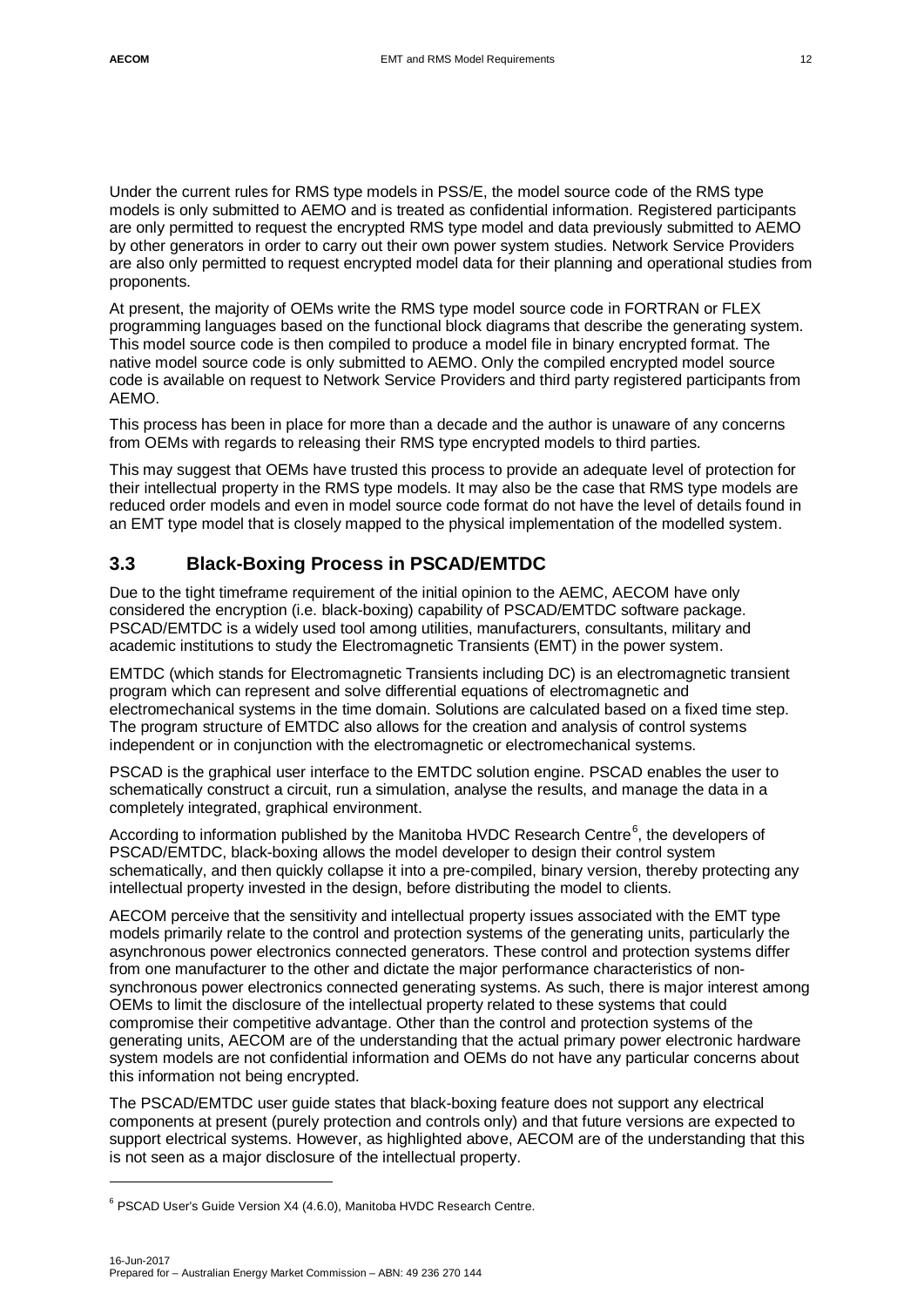Under the current rules for RMS type models in PSS/E, the model source code of the RMS type models is only submitted to AEMO and is treated as confidential information. Registered participants are only permitted to request the encrypted RMS type model and data previously submitted to AEMO by other generators in order to carry out their own power system studies. Network Service Providers are also only permitted to request encrypted model data for their planning and operational studies from proponents.

At present, the majority of OEMs write the RMS type model source code in FORTRAN or FLEX programming languages based on the functional block diagrams that describe the generating system. This model source code is then compiled to produce a model file in binary encrypted format. The native model source code is only submitted to AEMO. Only the compiled encrypted model source code is available on request to Network Service Providers and third party registered participants from AEMO.

This process has been in place for more than a decade and the author is unaware of any concerns from OEMs with regards to releasing their RMS type encrypted models to third parties.

This may suggest that OEMs have trusted this process to provide an adequate level of protection for their intellectual property in the RMS type models. It may also be the case that RMS type models are reduced order models and even in model source code format do not have the level of details found in an EMT type model that is closely mapped to the physical implementation of the modelled system.

## 3.3 Black-Boxing Process in PSCAD/EMTDC

Due to the tight timeframe requirement of the initial opinion to the AEMC, AECOM have only considered the encryption (i.e. black-boxing) capability of PSCAD/EMTDC software package. PSCAD/EMTDC is a widely used tool among utilities, manufacturers, consultants, military and academic institutions to study the Electromagnetic Transients (EMT) in the power system.

EMTDC (which stands for Electromagnetic Transients including DC) is an electromagnetic transient program which can represent and solve differential equations of electromagnetic and electromechanical systems in the time domain. Solutions are calculated based on a fixed time step. The program structure of EMTDC also allows for the creation and analysis of control systems independent or in conjunction with the electromagnetic or electromechanical systems.

PSCAD is the graphical user interface to the EMTDC solution engine. PSCAD enables the user to schematically construct a circuit, run a simulation, analyse the results, and manage the data in a completely integrated, graphical environment.

According to information published by the Manitoba HVDC Research Centre[6], the developers of PSCAD/EMTDC, black-boxing allows the model developer to design their control system schematically, and then quickly collapse it into a pre-compiled, binary version, thereby protecting any intellectual property invested in the design, before distributing the model to clients.

AECOM perceive that the sensitivity and intellectual property issues associated with the EMT type models primarily relate to the control and protection systems of the generating units, particularly the asynchronous power electronics connected generators. These control and protection systems differ from one manufacturer to the other and dictate the major performance characteristics of non-synchronous power electronics connected generating systems. As such, there is major interest among OEMs to limit the disclosure of the intellectual property related to these systems that could compromise their competitive advantage. Other than the control and protection systems of the generating units, AECOM are of the understanding that the actual primary power electronic hardware system models are not confidential information and OEMs do not have any particular concerns about this information not being encrypted.

The PSCAD/EMTDC user guide states that black-boxing feature does not support any electrical components at present (purely protection and controls only) and that future versions are expected to support electrical systems. However, as highlighted above, AECOM are of the understanding that this is not seen as a major disclosure of the intellectual property.

[6] PSCAD User's Guide Version X4 (4.6.0), Manitoba HVDC Research Centre.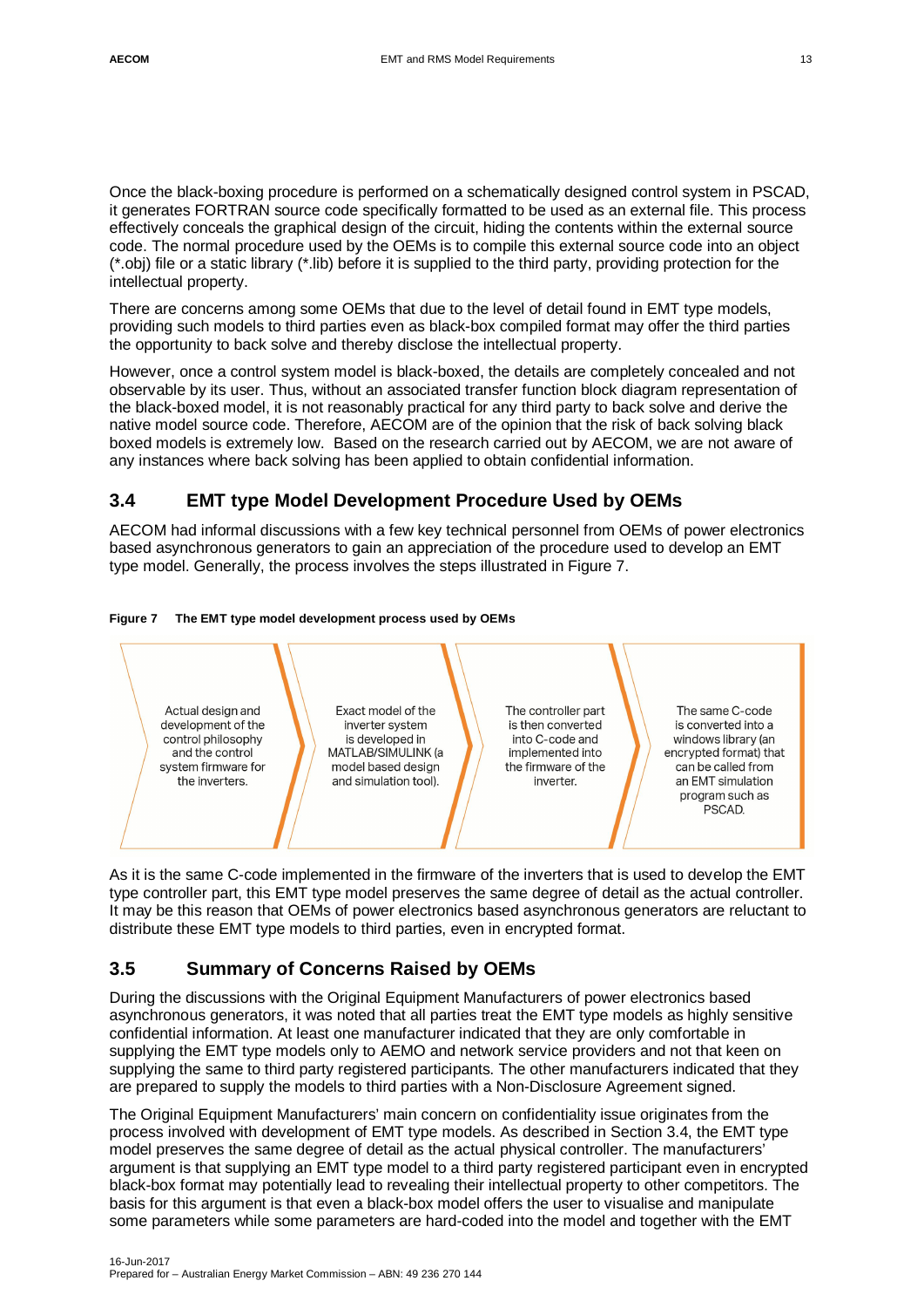Once the black-boxing procedure is performed on a schematically designed control system in PSCAD, it generates FORTRAN source code specifically formatted to be used as an external file. This process effectively conceals the graphical design of the circuit, hiding the contents within the external source code. The normal procedure used by the OEMs is to compile this external source code into an object (*.obj) file or a static library (*.lib) before it is supplied to the third party, providing protection for the intellectual property.

There are concerns among some OEMs that due to the level of detail found in EMT type models, providing such models to third parties even as black-box compiled format may offer the third parties the opportunity to back solve and thereby disclose the intellectual property.

However, once a control system model is black-boxed, the details are completely concealed and not observable by its user. Thus, without an associated transfer function block diagram representation of the black-boxed model, it is not reasonably practical for any third party to back solve and derive the native model source code. Therefore, AECOM are of the opinion that the risk of back solving black boxed models is extremely low. Based on the research carried out by AECOM, we are not aware of any instances where back solving has been applied to obtain confidential information.

## 3.4 EMT type Model Development Procedure Used by OEMs

AECOM had informal discussions with a few key technical personnel from OEMs of power electronics based asynchronous generators to gain an appreciation of the procedure used to develop an EMT type model. Generally, the process involves the steps illustrated in Figure 7.

**Figure 7 The EMT type model development process used by OEMs**

1. Actual design and development of the control philosophy and the control system firmware for the inverters.
2. Exact model of the inverter system is developed in MATLAB/SIMULINK (a model based design and simulation tool).
3. The controller part is then converted into C-code and implemented into the firmware of the inverter.
4. The same C-code is converted into a windows library (an encrypted format) that can be called from an EMT simulation program such as PSCAD.

As it is the same C-code implemented in the firmware of the inverters that is used to develop the EMT type controller part, this EMT type model preserves the same degree of detail as the actual controller. It may be this reason that OEMs of power electronics based asynchronous generators are reluctant to distribute these EMT type models to third parties, even in encrypted format.

## 3.5 Summary of Concerns Raised by OEMs

During the discussions with the Original Equipment Manufacturers of power electronics based asynchronous generators, it was noted that all parties treat the EMT type models as highly sensitive confidential information. At least one manufacturer indicated that they are only comfortable in supplying the EMT type models only to AEMO and network service providers and not that keen on supplying the same to third party registered participants. The other manufacturers indicated that they are prepared to supply the models to third parties with a Non-Disclosure Agreement signed.

The Original Equipment Manufacturers' main concern on confidentiality issue originates from the process involved with development of EMT type models. As described in Section 3.4, the EMT type model preserves the same degree of detail as the actual physical controller. The manufacturers' argument is that supplying an EMT type model to a third party registered participant even in encrypted black-box format may potentially lead to revealing their intellectual property to other competitors. The basis for this argument is that even a black-box model offers the user to visualise and manipulate some parameters while some parameters are hard-coded into the model and together with the EMT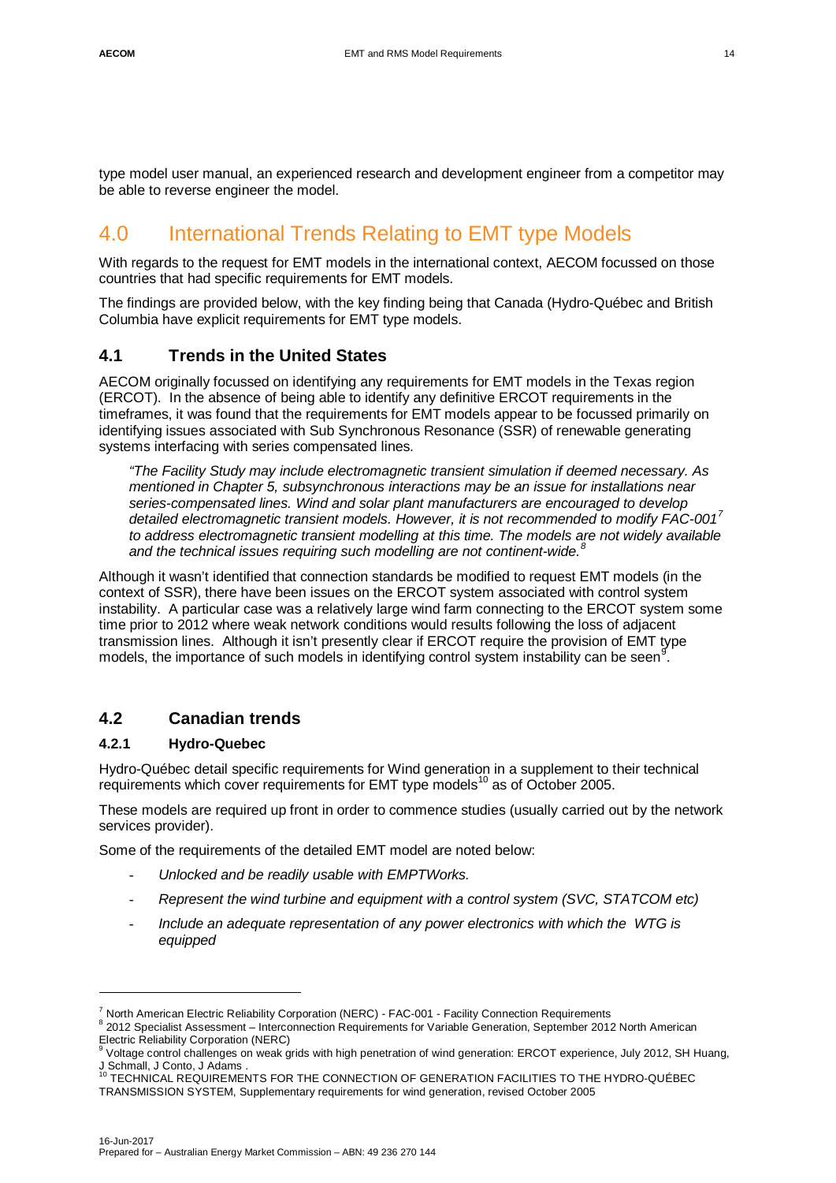type model user manual, an experienced research and development engineer from a competitor may be able to reverse engineer the model.

# 4.0 International Trends Relating to EMT type Models

With regards to the request for EMT models in the international context, AECOM focussed on those countries that had specific requirements for EMT models.

The findings are provided below, with the key finding being that Canada (Hydro-Québec and British Columbia have explicit requirements for EMT type models.

## 4.1 Trends in the United States

AECOM originally focussed on identifying any requirements for EMT models in the Texas region (ERCOT). In the absence of being able to identify any definitive ERCOT requirements in the timeframes, it was found that the requirements for EMT models appear to be focussed primarily on identifying issues associated with Sub Synchronous Resonance (SSR) of renewable generating systems interfacing with series compensated lines.

> *"The Facility Study may include electromagnetic transient simulation if deemed necessary. As mentioned in Chapter 5, subsynchronous interactions may be an issue for installations near series-compensated lines. Wind and solar plant manufacturers are encouraged to develop detailed electromagnetic transient models. However, it is not recommended to modify FAC-001[7] to address electromagnetic transient modelling at this time. The models are not widely available and the technical issues requiring such modelling are not continent-wide.[8]*

Although it wasn't identified that connection standards be modified to request EMT models (in the context of SSR), there have been issues on the ERCOT system associated with control system instability. A particular case was a relatively large wind farm connecting to the ERCOT system some time prior to 2012 where weak network conditions would results following the loss of adjacent transmission lines. Although it isn't presently clear if ERCOT require the provision of EMT type models, the importance of such models in identifying control system instability can be seen[9].

## 4.2 Canadian trends

### 4.2.1 Hydro-Quebec

Hydro-Québec detail specific requirements for Wind generation in a supplement to their technical requirements which cover requirements for EMT type models[10] as of October 2005.

These models are required up front in order to commence studies (usually carried out by the network services provider).

Some of the requirements of the detailed EMT model are noted below:

- *Unlocked and be readily usable with EMPTWorks.*
- *Represent the wind turbine and equipment with a control system (SVC, STATCOM etc)*
- *Include an adequate representation of any power electronics with which the WTG is equipped*

---

[7] North American Electric Reliability Corporation (NERC) - FAC-001 - Facility Connection Requirements

[8] 2012 Specialist Assessment – Interconnection Requirements for Variable Generation, September 2012 North American Electric Reliability Corporation (NERC)

[9] Voltage control challenges on weak grids with high penetration of wind generation: ERCOT experience, July 2012, SH Huang, J Schmall, J Conto, J Adams .

[10] TECHNICAL REQUIREMENTS FOR THE CONNECTION OF GENERATION FACILITIES TO THE HYDRO-QUÉBEC TRANSMISSION SYSTEM, Supplementary requirements for wind generation, revised October 2005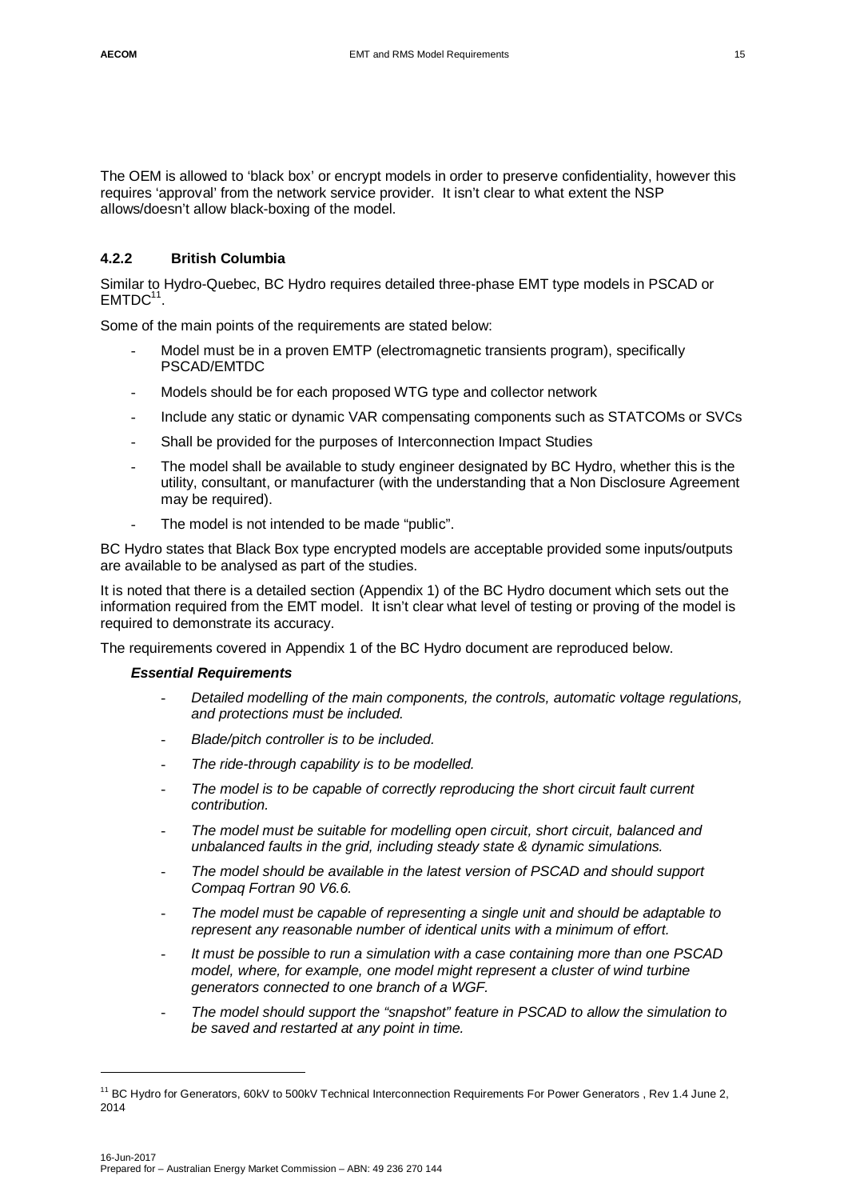The OEM is allowed to 'black box' or encrypt models in order to preserve confidentiality, however this requires 'approval' from the network service provider. It isn't clear to what extent the NSP allows/doesn't allow black-boxing of the model.

### 4.2.2 British Columbia

Similar to Hydro-Quebec, BC Hydro requires detailed three-phase EMT type models in PSCAD or EMTDC[11].

Some of the main points of the requirements are stated below:

- Model must be in a proven EMTP (electromagnetic transients program), specifically PSCAD/EMTDC
- Models should be for each proposed WTG type and collector network
- Include any static or dynamic VAR compensating components such as STATCOMs or SVCs
- Shall be provided for the purposes of Interconnection Impact Studies
- The model shall be available to study engineer designated by BC Hydro, whether this is the utility, consultant, or manufacturer (with the understanding that a Non Disclosure Agreement may be required).
- The model is not intended to be made "public".

BC Hydro states that Black Box type encrypted models are acceptable provided some inputs/outputs are available to be analysed as part of the studies.

It is noted that there is a detailed section (Appendix 1) of the BC Hydro document which sets out the information required from the EMT model. It isn't clear what level of testing or proving of the model is required to demonstrate its accuracy.

The requirements covered in Appendix 1 of the BC Hydro document are reproduced below.

***Essential Requirements***

- *Detailed modelling of the main components, the controls, automatic voltage regulations, and protections must be included.*
- *Blade/pitch controller is to be included.*
- *The ride-through capability is to be modelled.*
- *The model is to be capable of correctly reproducing the short circuit fault current contribution.*
- *The model must be suitable for modelling open circuit, short circuit, balanced and unbalanced faults in the grid, including steady state & dynamic simulations.*
- *The model should be available in the latest version of PSCAD and should support Compaq Fortran 90 V6.6.*
- *The model must be capable of representing a single unit and should be adaptable to represent any reasonable number of identical units with a minimum of effort.*
- *It must be possible to run a simulation with a case containing more than one PSCAD model, where, for example, one model might represent a cluster of wind turbine generators connected to one branch of a WGF.*
- *The model should support the "snapshot" feature in PSCAD to allow the simulation to be saved and restarted at any point in time.*

[11] BC Hydro for Generators, 60kV to 500kV Technical Interconnection Requirements For Power Generators , Rev 1.4 June 2, 2014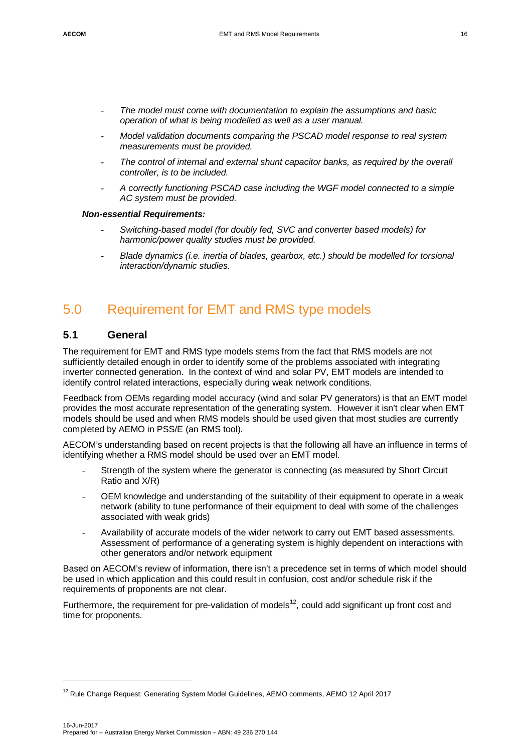- *The model must come with documentation to explain the assumptions and basic operation of what is being modelled as well as a user manual.*
- *Model validation documents comparing the PSCAD model response to real system measurements must be provided.*
- *The control of internal and external shunt capacitor banks, as required by the overall controller, is to be included.*
- *A correctly functioning PSCAD case including the WGF model connected to a simple AC system must be provided.*

***Non-essential Requirements:***

- *Switching-based model (for doubly fed, SVC and converter based models) for harmonic/power quality studies must be provided.*
- *Blade dynamics (i.e. inertia of blades, gearbox, etc.) should be modelled for torsional interaction/dynamic studies.*

# 5.0 Requirement for EMT and RMS type models

## 5.1 General

The requirement for EMT and RMS type models stems from the fact that RMS models are not sufficiently detailed enough in order to identify some of the problems associated with integrating inverter connected generation. In the context of wind and solar PV, EMT models are intended to identify control related interactions, especially during weak network conditions.

Feedback from OEMs regarding model accuracy (wind and solar PV generators) is that an EMT model provides the most accurate representation of the generating system. However it isn't clear when EMT models should be used and when RMS models should be used given that most studies are currently completed by AEMO in PSS/E (an RMS tool).

AECOM's understanding based on recent projects is that the following all have an influence in terms of identifying whether a RMS model should be used over an EMT model.

- Strength of the system where the generator is connecting (as measured by Short Circuit Ratio and X/R)
- OEM knowledge and understanding of the suitability of their equipment to operate in a weak network (ability to tune performance of their equipment to deal with some of the challenges associated with weak grids)
- Availability of accurate models of the wider network to carry out EMT based assessments. Assessment of performance of a generating system is highly dependent on interactions with other generators and/or network equipment

Based on AECOM's review of information, there isn't a precedence set in terms of which model should be used in which application and this could result in confusion, cost and/or schedule risk if the requirements of proponents are not clear.

Furthermore, the requirement for pre-validation of models[12], could add significant up front cost and time for proponents.

[12] Rule Change Request: Generating System Model Guidelines, AEMO comments, AEMO 12 April 2017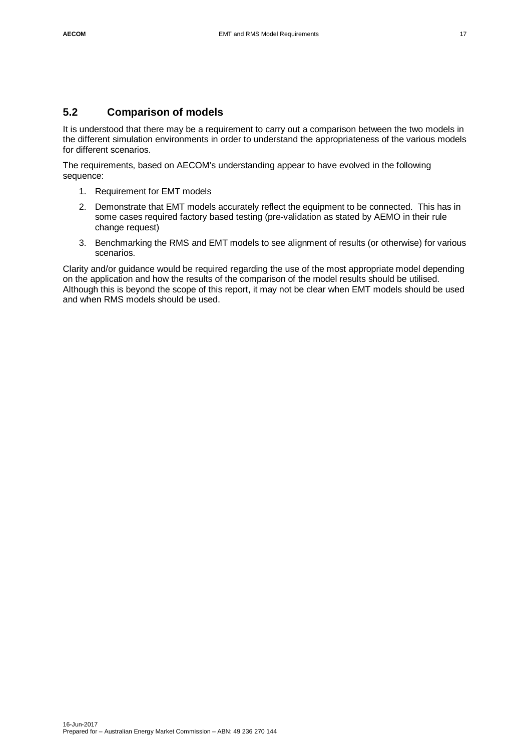## 5.2 Comparison of models

It is understood that there may be a requirement to carry out a comparison between the two models in the different simulation environments in order to understand the appropriateness of the various models for different scenarios.

The requirements, based on AECOM's understanding appear to have evolved in the following sequence:

1. Requirement for EMT models
2. Demonstrate that EMT models accurately reflect the equipment to be connected. This has in some cases required factory based testing (pre-validation as stated by AEMO in their rule change request)
3. Benchmarking the RMS and EMT models to see alignment of results (or otherwise) for various scenarios.

Clarity and/or guidance would be required regarding the use of the most appropriate model depending on the application and how the results of the comparison of the model results should be utilised. Although this is beyond the scope of this report, it may not be clear when EMT models should be used and when RMS models should be used.